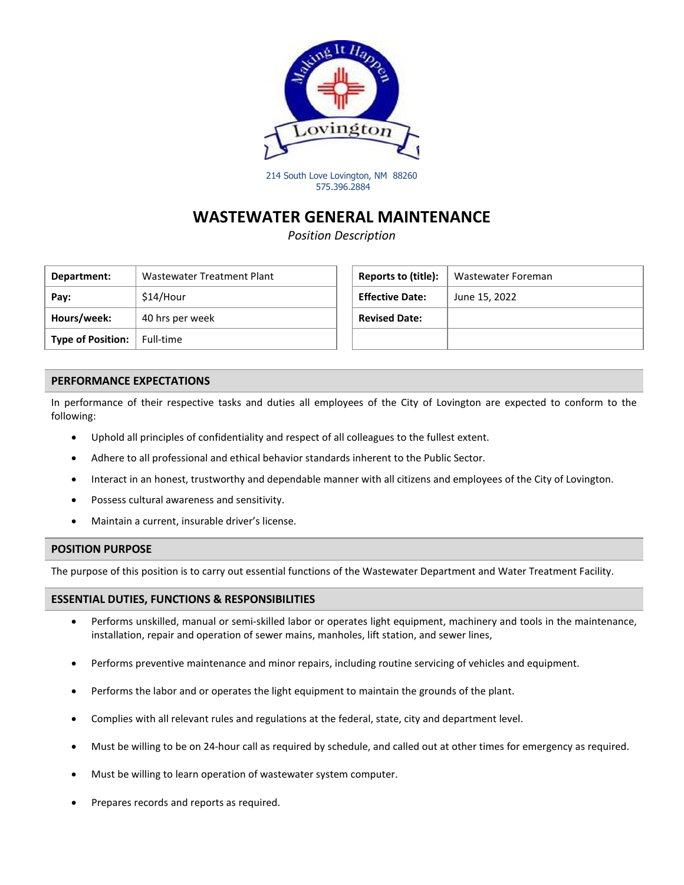214 South Love Lovington, NM 88260
575.396.2884

# WASTEWATER GENERAL MAINTENANCE

*Position Description*

| Department: | Wastewater Treatment Plant |
|---|---|
| Pay: | $14/Hour |
| Hours/week: | 40 hrs per week |
| Type of Position: | Full-time |

| Reports to (title): | Wastewater Foreman |
|---|---|
| Effective Date: | June 15, 2022 |
| Revised Date: | |
| | |

## PERFORMANCE EXPECTATIONS

In performance of their respective tasks and duties all employees of the City of Lovington are expected to conform to the following:

- Uphold all principles of confidentiality and respect of all colleagues to the fullest extent.
- Adhere to all professional and ethical behavior standards inherent to the Public Sector.
- Interact in an honest, trustworthy and dependable manner with all citizens and employees of the City of Lovington.
- Possess cultural awareness and sensitivity.
- Maintain a current, insurable driver's license.

## POSITION PURPOSE

The purpose of this position is to carry out essential functions of the Wastewater Department and Water Treatment Facility.

## ESSENTIAL DUTIES, FUNCTIONS & RESPONSIBILITIES

- Performs unskilled, manual or semi-skilled labor or operates light equipment, machinery and tools in the maintenance, installation, repair and operation of sewer mains, manholes, lift station, and sewer lines,
- Performs preventive maintenance and minor repairs, including routine servicing of vehicles and equipment.
- Performs the labor and or operates the light equipment to maintain the grounds of the plant.
- Complies with all relevant rules and regulations at the federal, state, city and department level.
- Must be willing to be on 24-hour call as required by schedule, and called out at other times for emergency as required.
- Must be willing to learn operation of wastewater system computer.
- Prepares records and reports as required.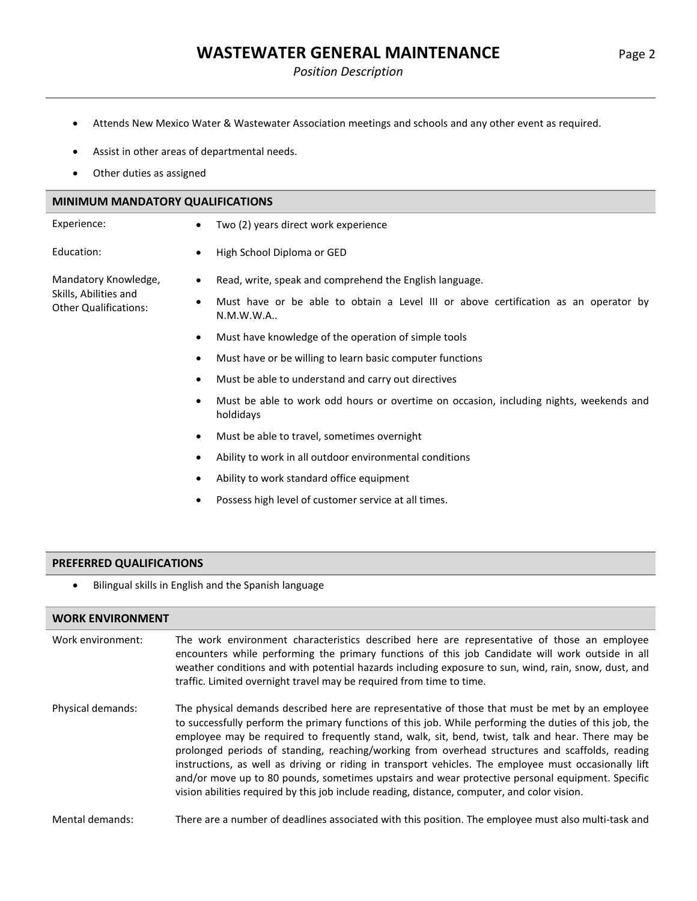- Attends New Mexico Water & Wastewater Association meetings and schools and any other event as required.
- Assist in other areas of departmental needs.
- Other duties as assigned

## MINIMUM MANDATORY QUALIFICATIONS

**Experience:**

- Two (2) years direct work experience

**Education:**

- High School Diploma or GED

**Mandatory Knowledge, Skills, Abilities and Other Qualifications:**

- Read, write, speak and comprehend the English language.
- Must have or be able to obtain a Level III or above certification as an operator by N.M.W.W.A..
- Must have knowledge of the operation of simple tools
- Must have or be willing to learn basic computer functions
- Must be able to understand and carry out directives
- Must be able to work odd hours or overtime on occasion, including nights, weekends and holdidays
- Must be able to travel, sometimes overnight
- Ability to work in all outdoor environmental conditions
- Ability to work standard office equipment
- Possess high level of customer service at all times.

## PREFERRED QUALIFICATIONS

- Bilingual skills in English and the Spanish language

## WORK ENVIRONMENT

**Work environment:** The work environment characteristics described here are representative of those an employee encounters while performing the primary functions of this job Candidate will work outside in all weather conditions and with potential hazards including exposure to sun, wind, rain, snow, dust, and traffic. Limited overnight travel may be required from time to time.

**Physical demands:** The physical demands described here are representative of those that must be met by an employee to successfully perform the primary functions of this job. While performing the duties of this job, the employee may be required to frequently stand, walk, sit, bend, twist, talk and hear. There may be prolonged periods of standing, reaching/working from overhead structures and scaffolds, reading instructions, as well as driving or riding in transport vehicles. The employee must occasionally lift and/or move up to 80 pounds, sometimes upstairs and wear protective personal equipment. Specific vision abilities required by this job include reading, distance, computer, and color vision.

**Mental demands:** There are a number of deadlines associated with this position. The employee must also multi-task and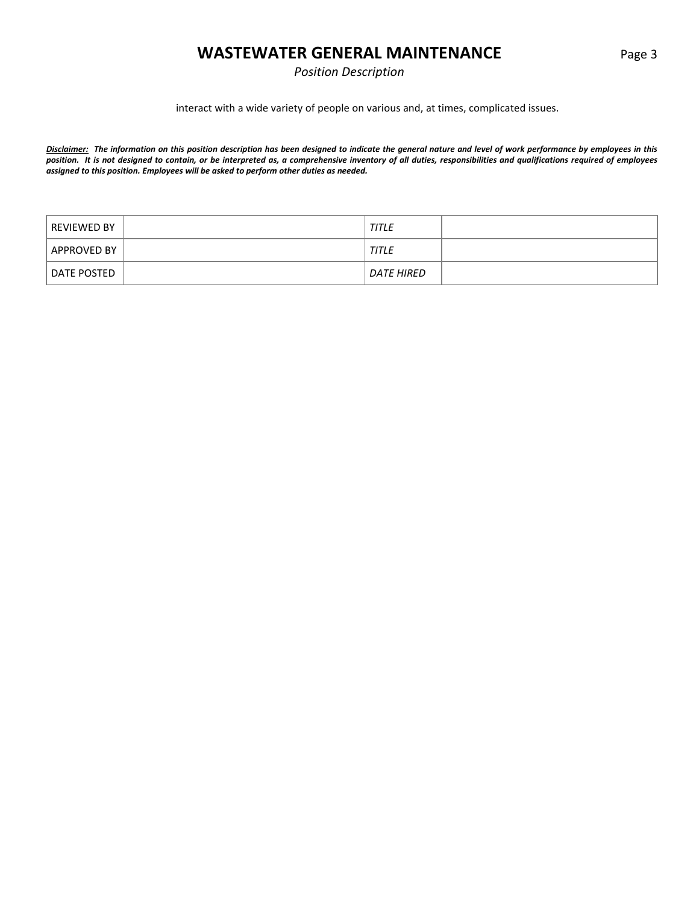interact with a wide variety of people on various and, at times, complicated issues.

***<u>Disclaimer:</u>* The information on this position description has been designed to indicate the general nature and level of work performance by employees in this position. It is not designed to contain, or be interpreted as, a comprehensive inventory of all duties, responsibilities and qualifications required of employees assigned to this position. Employees will be asked to perform other duties as needed.***

| REVIEWED BY | | *TITLE* | |
|---|---|---|---|
| APPROVED BY | | *TITLE* | |
| DATE POSTED | | *DATE HIRED* | |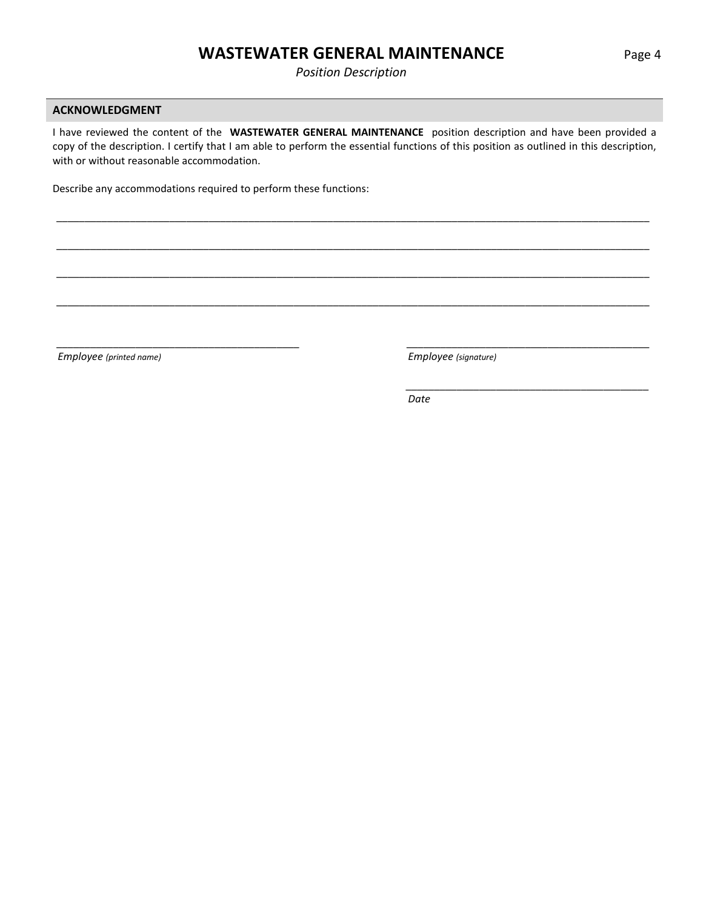## ACKNOWLEDGMENT

I have reviewed the content of the **WASTEWATER GENERAL MAINTENANCE** position description and have been provided a copy of the description. I certify that I am able to perform the essential functions of this position as outlined in this description, with or without reasonable accommodation.

Describe any accommodations required to perform these functions:

\_\_\_\_\_\_\_\_\_\_\_\_\_\_\_\_\_\_\_\_\_\_\_\_\_\_\_\_\_\_\_\_\_\_\_\_\_\_\_\_\_\_\_\_\_\_\_\_\_\_\_\_\_\_\_\_\_\_\_\_\_\_\_\_\_\_\_\_\_\_\_\_\_\_\_\_\_\_

\_\_\_\_\_\_\_\_\_\_\_\_\_\_\_\_\_\_\_\_\_\_\_\_\_\_\_\_\_\_\_\_\_\_\_\_\_\_\_\_\_\_\_\_\_\_\_\_\_\_\_\_\_\_\_\_\_\_\_\_\_\_\_\_\_\_\_\_\_\_\_\_\_\_\_\_\_\_

\_\_\_\_\_\_\_\_\_\_\_\_\_\_\_\_\_\_\_\_\_\_\_\_\_\_\_\_\_\_\_\_\_\_\_\_\_\_\_\_\_\_\_\_\_\_\_\_\_\_\_\_\_\_\_\_\_\_\_\_\_\_\_\_\_\_\_\_\_\_\_\_\_\_\_\_\_\_

\_\_\_\_\_\_\_\_\_\_\_\_\_\_\_\_\_\_\_\_\_\_\_\_\_\_\_\_\_\_\_\_\_\_\_\_\_\_\_\_\_\_\_\_\_\_\_\_\_\_\_\_\_\_\_\_\_\_\_\_\_\_\_\_\_\_\_\_\_\_\_\_\_\_\_\_\_\_

\_\_\_\_\_\_\_\_\_\_\_\_\_\_\_\_\_\_\_\_\_\_\_\_\_\_\_\_\_\_\_\_\_\_\_\_\_\_\_\_
*Employee (printed name)*

\_\_\_\_\_\_\_\_\_\_\_\_\_\_\_\_\_\_\_\_\_\_\_\_\_\_\_\_\_\_\_\_\_\_\_\_\_\_\_\_
*Employee (signature)*

\_\_\_\_\_\_\_\_\_\_\_\_\_\_\_\_\_\_\_\_\_\_\_\_\_\_\_\_\_\_\_\_\_\_\_\_\_\_\_\_
*Date*